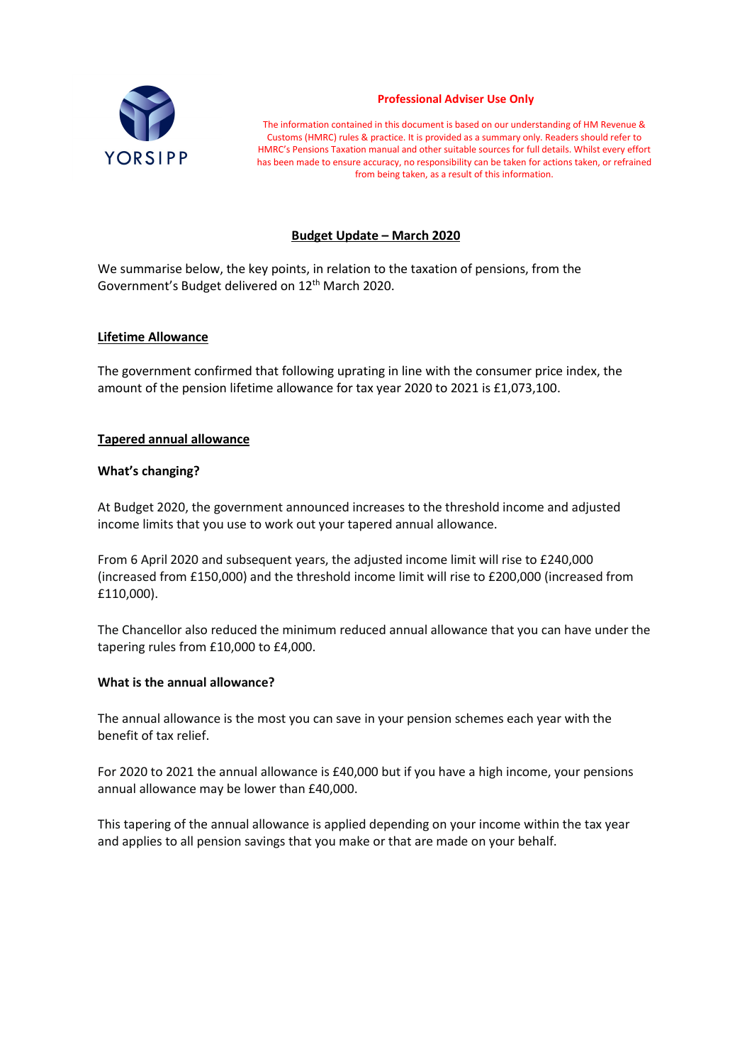YORSIPP

**Professional Adviser Use Only**

The information contained in this document is based on our understanding of HM Revenue & Customs (HMRC) rules & practice. It is provided as a summary only. Readers should refer to HMRC's Pensions Taxation manual and other suitable sources for full details. Whilst every effort has been made to ensure accuracy, no responsibility can be taken for actions taken, or refrained from being taken, as a result of this information.

# Budget Update – March 2020

We summarise below, the key points, in relation to the taxation of pensions, from the Government's Budget delivered on 12th March 2020.

## Lifetime Allowance

The government confirmed that following uprating in line with the consumer price index, the amount of the pension lifetime allowance for tax year 2020 to 2021 is £1,073,100.

## Tapered annual allowance

### What's changing?

At Budget 2020, the government announced increases to the threshold income and adjusted income limits that you use to work out your tapered annual allowance.

From 6 April 2020 and subsequent years, the adjusted income limit will rise to £240,000 (increased from £150,000) and the threshold income limit will rise to £200,000 (increased from £110,000).

The Chancellor also reduced the minimum reduced annual allowance that you can have under the tapering rules from £10,000 to £4,000.

### What is the annual allowance?

The annual allowance is the most you can save in your pension schemes each year with the benefit of tax relief.

For 2020 to 2021 the annual allowance is £40,000 but if you have a high income, your pensions annual allowance may be lower than £40,000.

This tapering of the annual allowance is applied depending on your income within the tax year and applies to all pension savings that you make or that are made on your behalf.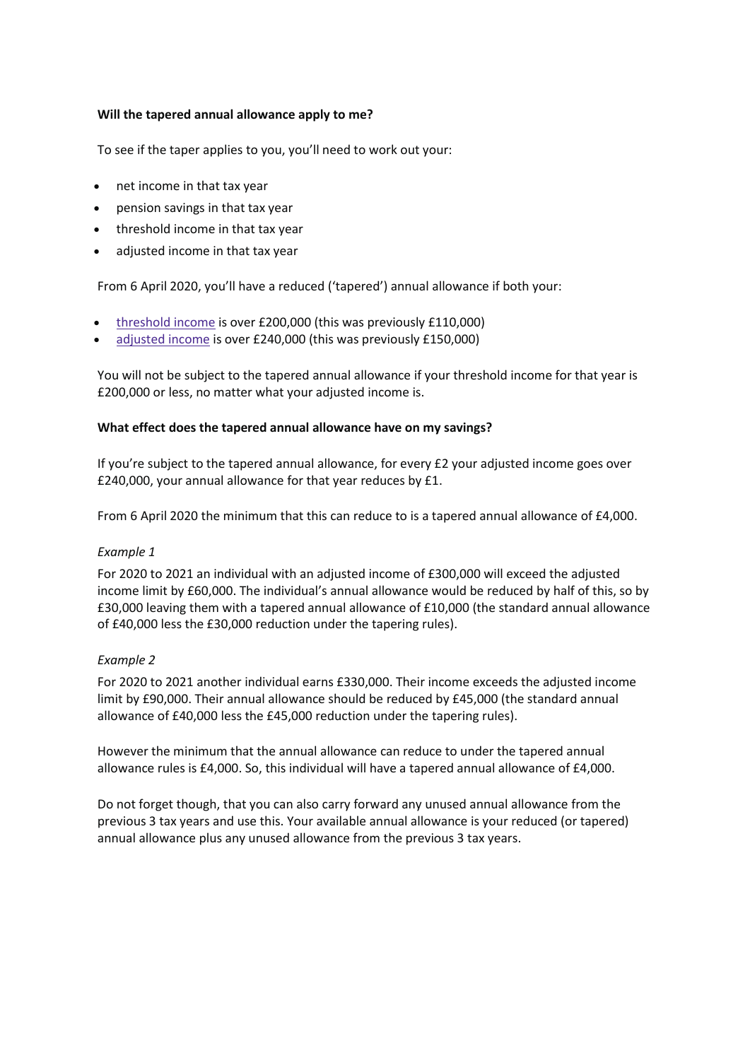**Will the tapered annual allowance apply to me?**

To see if the taper applies to you, you'll need to work out your:

- net income in that tax year
- pension savings in that tax year
- threshold income in that tax year
- adjusted income in that tax year

From 6 April 2020, you'll have a reduced ('tapered') annual allowance if both your:

- threshold income is over £200,000 (this was previously £110,000)
- adjusted income is over £240,000 (this was previously £150,000)

You will not be subject to the tapered annual allowance if your threshold income for that year is £200,000 or less, no matter what your adjusted income is.

**What effect does the tapered annual allowance have on my savings?**

If you're subject to the tapered annual allowance, for every £2 your adjusted income goes over £240,000, your annual allowance for that year reduces by £1.

From 6 April 2020 the minimum that this can reduce to is a tapered annual allowance of £4,000.

*Example 1*

For 2020 to 2021 an individual with an adjusted income of £300,000 will exceed the adjusted income limit by £60,000. The individual's annual allowance would be reduced by half of this, so by £30,000 leaving them with a tapered annual allowance of £10,000 (the standard annual allowance of £40,000 less the £30,000 reduction under the tapering rules).

*Example 2*

For 2020 to 2021 another individual earns £330,000. Their income exceeds the adjusted income limit by £90,000. Their annual allowance should be reduced by £45,000 (the standard annual allowance of £40,000 less the £45,000 reduction under the tapering rules).

However the minimum that the annual allowance can reduce to under the tapered annual allowance rules is £4,000. So, this individual will have a tapered annual allowance of £4,000.

Do not forget though, that you can also carry forward any unused annual allowance from the previous 3 tax years and use this. Your available annual allowance is your reduced (or tapered) annual allowance plus any unused allowance from the previous 3 tax years.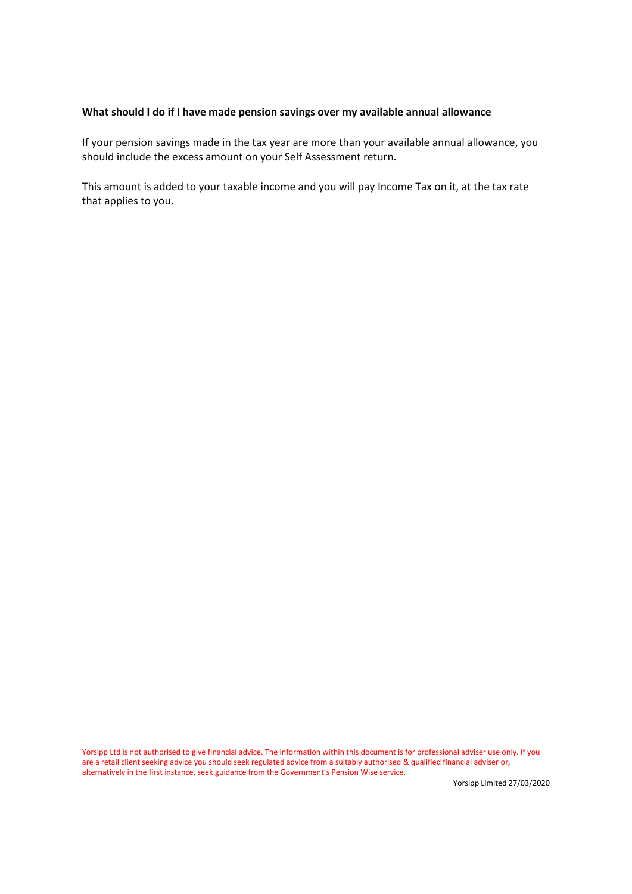**What should I do if I have made pension savings over my available annual allowance**

If your pension savings made in the tax year are more than your available annual allowance, you should include the excess amount on your Self Assessment return.

This amount is added to your taxable income and you will pay Income Tax on it, at the tax rate that applies to you.

Yorsipp Ltd is not authorised to give financial advice. The information within this document is for professional adviser use only. If you are a retail client seeking advice you should seek regulated advice from a suitably authorised & qualified financial adviser or, alternatively in the first instance, seek guidance from the Government's Pension Wise service.

Yorsipp Limited 27/03/2020